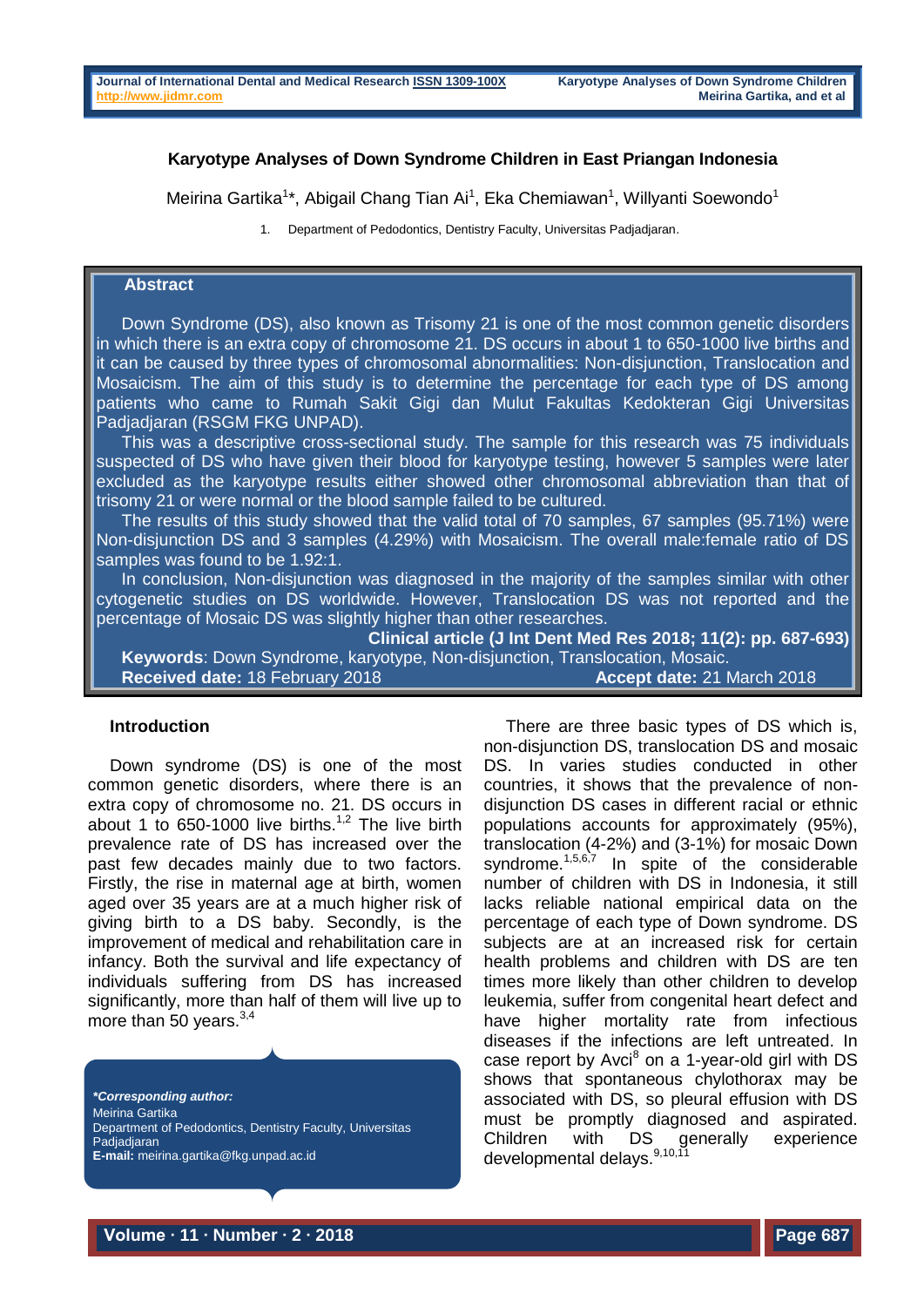# Karyotype Analyses of Down Syndrome Children in East Priangan Indonesia

Meirina Gartika[1]*, Abigail Chang Tian Ai[1], Eka Chemiawan[1], Willyanti Soewondo[1]

1. Department of Pedodontics, Dentistry Faculty, Universitas Padjadjaran.

## Abstract

Down Syndrome (DS), also known as Trisomy 21 is one of the most common genetic disorders in which there is an extra copy of chromosome 21. DS occurs in about 1 to 650-1000 live births and it can be caused by three types of chromosomal abnormalities: Non-disjunction, Translocation and Mosaicism. The aim of this study is to determine the percentage for each type of DS among patients who came to Rumah Sakit Gigi dan Mulut Fakultas Kedokteran Gigi Universitas Padjadjaran (RSGM FKG UNPAD).

This was a descriptive cross-sectional study. The sample for this research was 75 individuals suspected of DS who have given their blood for karyotype testing, however 5 samples were later excluded as the karyotype results either showed other chromosomal abbreviation than that of trisomy 21 or were normal or the blood sample failed to be cultured.

The results of this study showed that the valid total of 70 samples, 67 samples (95.71%) were Non-disjunction DS and 3 samples (4.29%) with Mosaicism. The overall male:female ratio of DS samples was found to be 1.92:1.

In conclusion, Non-disjunction was diagnosed in the majority of the samples similar with other cytogenetic studies on DS worldwide. However, Translocation DS was not reported and the percentage of Mosaic DS was slightly higher than other researches.

**Clinical article (J Int Dent Med Res 2018; 11(2): pp. 687-693)**

**Keywords**: Down Syndrome, karyotype, Non-disjunction, Translocation, Mosaic.

**Received date:** 18 February 2018 **Accept date:** 21 March 2018

## Introduction

Down syndrome (DS) is one of the most common genetic disorders, where there is an extra copy of chromosome no. 21. DS occurs in about 1 to 650-1000 live births.[1,2] The live birth prevalence rate of DS has increased over the past few decades mainly due to two factors. Firstly, the rise in maternal age at birth, women aged over 35 years are at a much higher risk of giving birth to a DS baby. Secondly, is the improvement of medical and rehabilitation care in infancy. Both the survival and life expectancy of individuals suffering from DS has increased significantly, more than half of them will live up to more than 50 years.[3,4]

There are three basic types of DS which is, non-disjunction DS, translocation DS and mosaic DS. In varies studies conducted in other countries, it shows that the prevalence of non-disjunction DS cases in different racial or ethnic populations accounts for approximately (95%), translocation (4-2%) and (3-1%) for mosaic Down syndrome.[1,5,6,7] In spite of the considerable number of children with DS in Indonesia, it still lacks reliable national empirical data on the percentage of each type of Down syndrome. DS subjects are at an increased risk for certain health problems and children with DS are ten times more likely than other children to develop leukemia, suffer from congenital heart defect and have higher mortality rate from infectious diseases if the infections are left untreated. In case report by Avci[8] on a 1-year-old girl with DS shows that spontaneous chylothorax may be associated with DS, so pleural effusion with DS must be promptly diagnosed and aspirated. Children with DS generally experience developmental delays.[9,10,11]

***Corresponding author:***
Meirina Gartika
Department of Pedodontics, Dentistry Faculty, Universitas Padjadjaran
**E-mail:** meirina.gartika@fkg.unpad.ac.id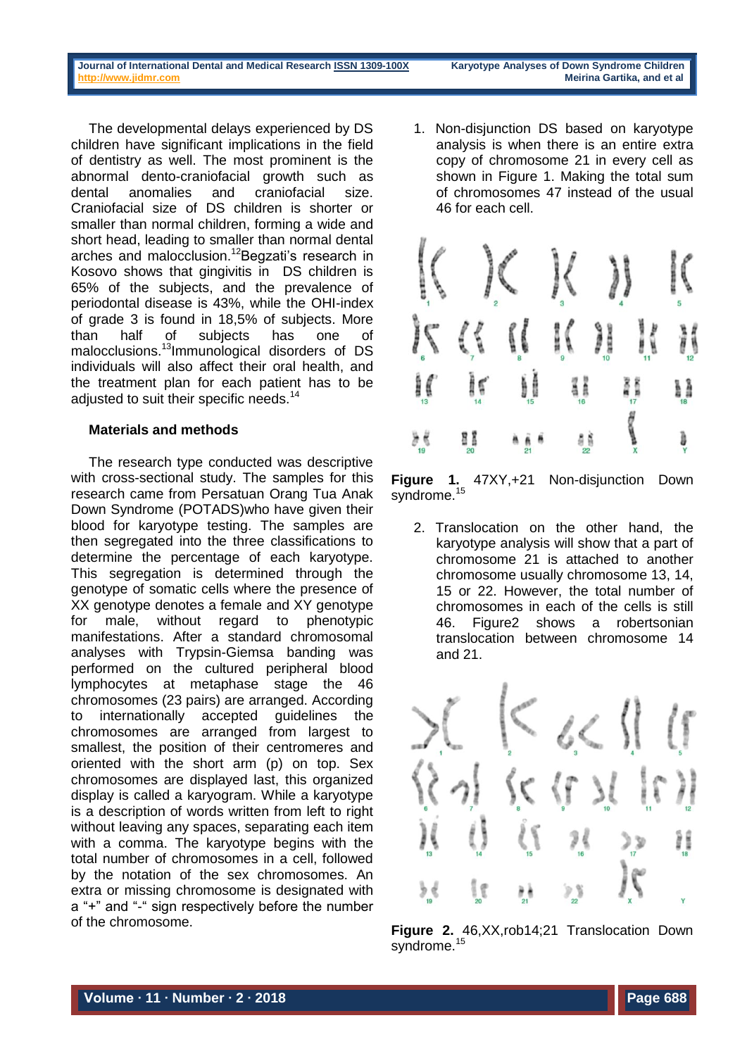The developmental delays experienced by DS children have significant implications in the field of dentistry as well. The most prominent is the abnormal dento-craniofacial growth such as dental anomalies and craniofacial size. Craniofacial size of DS children is shorter or smaller than normal children, forming a wide and short head, leading to smaller than normal dental arches and malocclusion.[12] Begzati's research in Kosovo shows that gingivitis in DS children is 65% of the subjects, and the prevalence of periodontal disease is 43%, while the OHI-index of grade 3 is found in 18,5% of subjects. More than half of subjects has one of malocclusions.[13] Immunological disorders of DS individuals will also affect their oral health, and the treatment plan for each patient has to be adjusted to suit their specific needs.[14]

## Materials and methods

The research type conducted was descriptive with cross-sectional study. The samples for this research came from Persatuan Orang Tua Anak Down Syndrome (POTADS)who have given their blood for karyotype testing. The samples are then segregated into the three classifications to determine the percentage of each karyotype. This segregation is determined through the genotype of somatic cells where the presence of XX genotype denotes a female and XY genotype for male, without regard to phenotypic manifestations. After a standard chromosomal analyses with Trypsin-Giemsa banding was performed on the cultured peripheral blood lymphocytes at metaphase stage the 46 chromosomes (23 pairs) are arranged. According to internationally accepted guidelines the chromosomes are arranged from largest to smallest, the position of their centromeres and oriented with the short arm (p) on top. Sex chromosomes are displayed last, this organized display is called a karyogram. While a karyotype is a description of words written from left to right without leaving any spaces, separating each item with a comma. The karyotype begins with the total number of chromosomes in a cell, followed by the notation of the sex chromosomes. An extra or missing chromosome is designated with a "+" and "-" sign respectively before the number of the chromosome.

1. Non-disjunction DS based on karyotype analysis is when there is an entire extra copy of chromosome 21 in every cell as shown in Figure 1. Making the total sum of chromosomes 47 instead of the usual 46 for each cell.

**Figure 1.** 47XY,+21 Non-disjunction Down syndrome.[15]

2. Translocation on the other hand, the karyotype analysis will show that a part of chromosome 21 is attached to another chromosome usually chromosome 13, 14, 15 or 22. However, the total number of chromosomes in each of the cells is still 46. Figure2 shows a robertsonian translocation between chromosome 14 and 21.

**Figure 2.** 46,XX,rob14;21 Translocation Down syndrome.[15]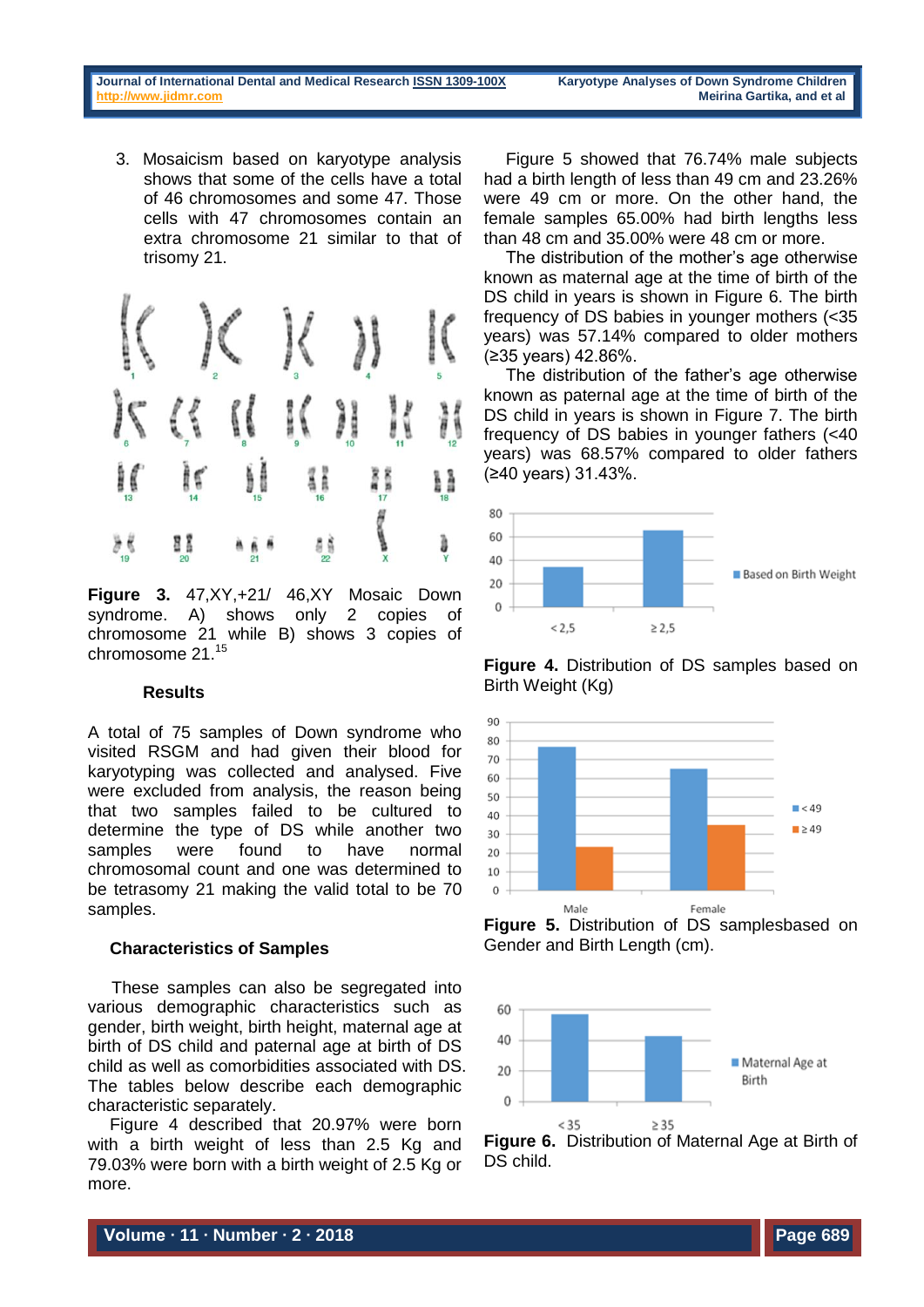3. Mosaicism based on karyotype analysis shows that some of the cells have a total of 46 chromosomes and some 47. Those cells with 47 chromosomes contain an extra chromosome 21 similar to that of trisomy 21.

**Figure 3.** 47,XY,+21/ 46,XY Mosaic Down syndrome. A) shows only 2 copies of chromosome 21 while B) shows 3 copies of chromosome 21.[15]

## Results

A total of 75 samples of Down syndrome who visited RSGM and had given their blood for karyotyping was collected and analysed. Five were excluded from analysis, the reason being that two samples failed to be cultured to determine the type of DS while another two samples were found to have normal chromosomal count and one was determined to be tetrasomy 21 making the valid total to be 70 samples.

### Characteristics of Samples

These samples can also be segregated into various demographic characteristics such as gender, birth weight, birth height, maternal age at birth of DS child and paternal age at birth of DS child as well as comorbidities associated with DS. The tables below describe each demographic characteristic separately.

Figure 4 described that 20.97% were born with a birth weight of less than 2.5 Kg and 79.03% were born with a birth weight of 2.5 Kg or more.

Figure 5 showed that 76.74% male subjects had a birth length of less than 49 cm and 23.26% were 49 cm or more. On the other hand, the female samples 65.00% had birth lengths less than 48 cm and 35.00% were 48 cm or more.

The distribution of the mother's age otherwise known as maternal age at the time of birth of the DS child in years is shown in Figure 6. The birth frequency of DS babies in younger mothers (<35 years) was 57.14% compared to older mothers (≥35 years) 42.86%.

The distribution of the father's age otherwise known as paternal age at the time of birth of the DS child in years is shown in Figure 7. The birth frequency of DS babies in younger fathers (<40 years) was 68.57% compared to older fathers (≥40 years) 31.43%.

**Figure 4.** Distribution of DS samples based on Birth Weight (Kg)

**Figure 5.** Distribution of DS samplesbased on Gender and Birth Length (cm).

**Figure 6.** Distribution of Maternal Age at Birth of DS child.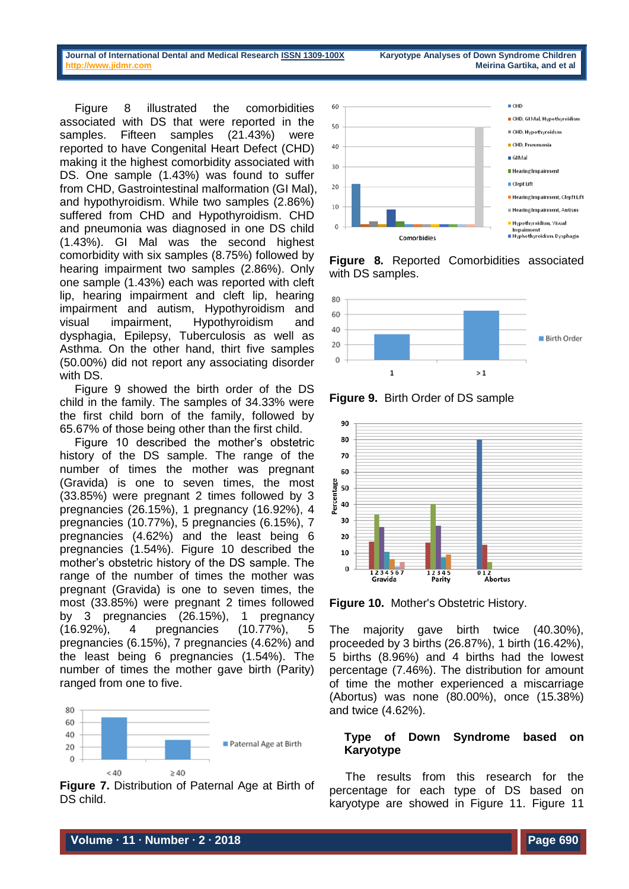Figure 8 illustrated the comorbidities associated with DS that were reported in the samples. Fifteen samples (21.43%) were reported to have Congenital Heart Defect (CHD) making it the highest comorbidity associated with DS. One sample (1.43%) was found to suffer from CHD, Gastrointestinal malformation (GI Mal), and hypothyroidism. While two samples (2.86%) suffered from CHD and Hypothyroidism. CHD and pneumonia was diagnosed in one DS child (1.43%). GI Mal was the second highest comorbidity with six samples (8.75%) followed by hearing impairment two samples (2.86%). Only one sample (1.43%) each was reported with cleft lip, hearing impairment and cleft lip, hearing impairment and autism, Hypothyroidism and visual impairment, Hypothyroidism and dysphagia, Epilepsy, Tuberculosis as well as Asthma. On the other hand, thirt five samples (50.00%) did not report any associating disorder with DS.

Figure 9 showed the birth order of the DS child in the family. The samples of 34.33% were the first child born of the family, followed by 65.67% of those being other than the first child.

Figure 10 described the mother's obstetric history of the DS sample. The range of the number of times the mother was pregnant (Gravida) is one to seven times, the most (33.85%) were pregnant 2 times followed by 3 pregnancies (26.15%), 1 pregnancy (16.92%), 4 pregnancies (10.77%), 5 pregnancies (6.15%), 7 pregnancies (4.62%) and the least being 6 pregnancies (1.54%). Figure 10 described the mother's obstetric history of the DS sample. The range of the number of times the mother was pregnant (Gravida) is one to seven times, the most (33.85%) were pregnant 2 times followed by 3 pregnancies (26.15%), 1 pregnancy (16.92%), 4 pregnancies (10.77%), 5 pregnancies (6.15%), 7 pregnancies (4.62%) and the least being 6 pregnancies (1.54%). The number of times the mother gave birth (Parity) ranged from one to five.

**Figure 7.** Distribution of Paternal Age at Birth of DS child.

**Figure 8.** Reported Comorbidities associated with DS samples.

**Figure 9.** Birth Order of DS sample

**Figure 10.** Mother's Obstetric History.

The majority gave birth twice (40.30%), proceeded by 3 births (26.87%), 1 birth (16.42%), 5 births (8.96%) and 4 births had the lowest percentage (7.46%). The distribution for amount of time the mother experienced a miscarriage (Abortus) was none (80.00%), once (15.38%) and twice (4.62%).

## Type of Down Syndrome based on Karyotype

The results from this research for the percentage for each type of DS based on karyotype are showed in Figure 11. Figure 11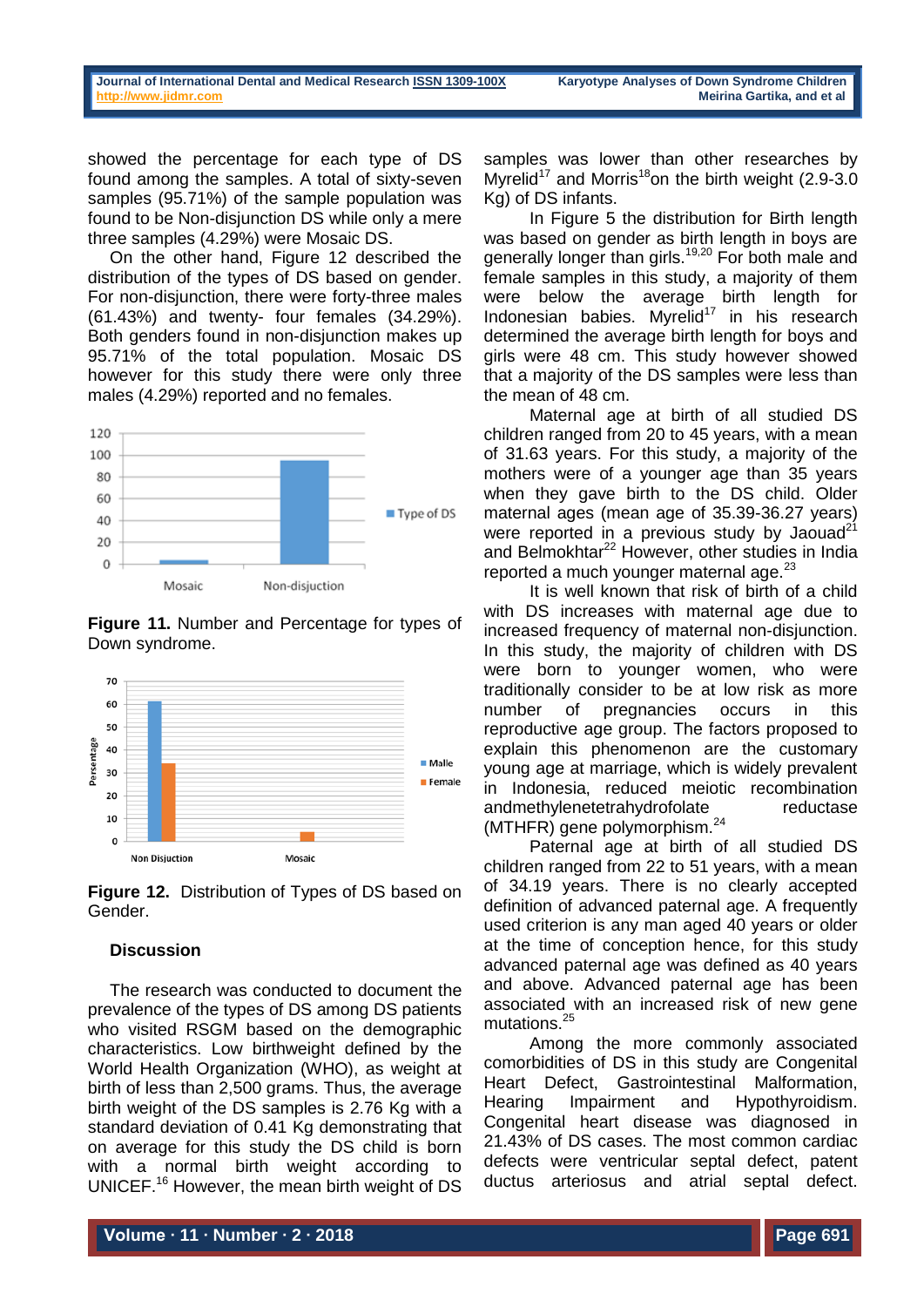showed the percentage for each type of DS found among the samples. A total of sixty-seven samples (95.71%) of the sample population was found to be Non-disjunction DS while only a mere three samples (4.29%) were Mosaic DS.

On the other hand, Figure 12 described the distribution of the types of DS based on gender. For non-disjunction, there were forty-three males (61.43%) and twenty- four females (34.29%). Both genders found in non-disjunction makes up 95.71% of the total population. Mosaic DS however for this study there were only three males (4.29%) reported and no females.

**Figure 11.** Number and Percentage for types of Down syndrome.

**Figure 12.** Distribution of Types of DS based on Gender.

## Discussion

The research was conducted to document the prevalence of the types of DS among DS patients who visited RSGM based on the demographic characteristics. Low birthweight defined by the World Health Organization (WHO), as weight at birth of less than 2,500 grams. Thus, the average birth weight of the DS samples is 2.76 Kg with a standard deviation of 0.41 Kg demonstrating that on average for this study the DS child is born with a normal birth weight according to UNICEF.[16] However, the mean birth weight of DS samples was lower than other researches by Myrelid[17] and Morris[18]on the birth weight (2.9-3.0 Kg) of DS infants.

In Figure 5 the distribution for Birth length was based on gender as birth length in boys are generally longer than girls.[19,20] For both male and female samples in this study, a majority of them were below the average birth length for Indonesian babies. Myrelid[17] in his research determined the average birth length for boys and girls were 48 cm. This study however showed that a majority of the DS samples were less than the mean of 48 cm.

Maternal age at birth of all studied DS children ranged from 20 to 45 years, with a mean of 31.63 years. For this study, a majority of the mothers were of a younger age than 35 years when they gave birth to the DS child. Older maternal ages (mean age of 35.39-36.27 years) were reported in a previous study by Jaouad[21] and Belmokhtar[22] However, other studies in India reported a much younger maternal age.[23]

It is well known that risk of birth of a child with DS increases with maternal age due to increased frequency of maternal non-disjunction. In this study, the majority of children with DS were born to younger women, who were traditionally consider to be at low risk as more number of pregnancies occurs in this reproductive age group. The factors proposed to explain this phenomenon are the customary young age at marriage, which is widely prevalent in Indonesia, reduced meiotic recombination andmethylenetetrahydrofolate reductase (MTHFR) gene polymorphism.[24]

Paternal age at birth of all studied DS children ranged from 22 to 51 years, with a mean of 34.19 years. There is no clearly accepted definition of advanced paternal age. A frequently used criterion is any man aged 40 years or older at the time of conception hence, for this study advanced paternal age was defined as 40 years and above. Advanced paternal age has been associated with an increased risk of new gene mutations.[25]

Among the more commonly associated comorbidities of DS in this study are Congenital Heart Defect, Gastrointestinal Malformation, Hearing Impairment and Hypothyroidism. Congenital heart disease was diagnosed in 21.43% of DS cases. The most common cardiac defects were ventricular septal defect, patent ductus arteriosus and atrial septal defect.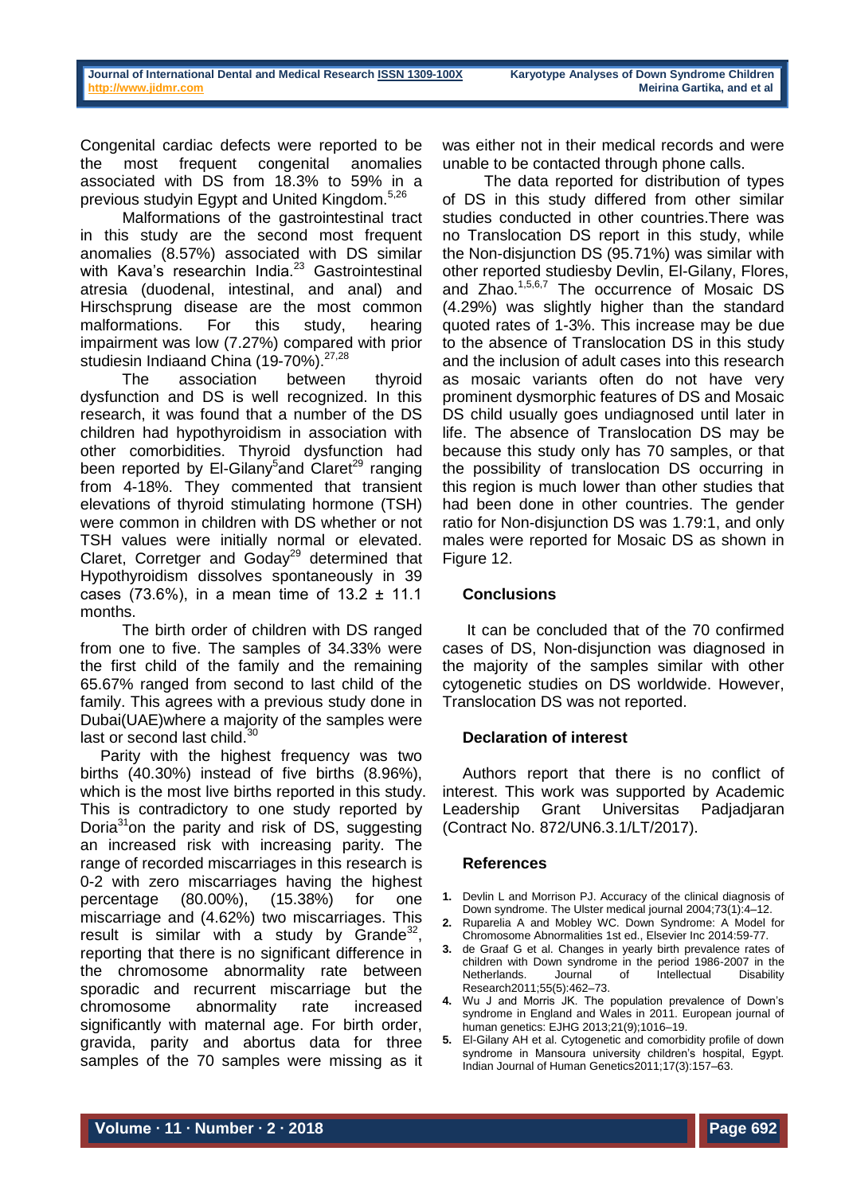Congenital cardiac defects were reported to be the most frequent congenital anomalies associated with DS from 18.3% to 59% in a previous studyin Egypt and United Kingdom.[5,26]

Malformations of the gastrointestinal tract in this study are the second most frequent anomalies (8.57%) associated with DS similar with Kava's researchin India.[23] Gastrointestinal atresia (duodenal, intestinal, and anal) and Hirschsprung disease are the most common malformations. For this study, hearing impairment was low (7.27%) compared with prior studiesin Indiaand China (19-70%).[27,28]

The association between thyroid dysfunction and DS is well recognized. In this research, it was found that a number of the DS children had hypothyroidism in association with other comorbidities. Thyroid dysfunction had been reported by El-Gilany[5]and Claret[29] ranging from 4-18%. They commented that transient elevations of thyroid stimulating hormone (TSH) were common in children with DS whether or not TSH values were initially normal or elevated. Claret, Corretger and Goday[29] determined that Hypothyroidism dissolves spontaneously in 39 cases (73.6%), in a mean time of 13.2 ± 11.1 months.

The birth order of children with DS ranged from one to five. The samples of 34.33% were the first child of the family and the remaining 65.67% ranged from second to last child of the family. This agrees with a previous study done in Dubai(UAE)where a majority of the samples were last or second last child.[30]

Parity with the highest frequency was two births (40.30%) instead of five births (8.96%), which is the most live births reported in this study. This is contradictory to one study reported by Doria[31]on the parity and risk of DS, suggesting an increased risk with increasing parity. The range of recorded miscarriages in this research is 0-2 with zero miscarriages having the highest percentage (80.00%), (15.38%) for one miscarriage and (4.62%) two miscarriages. This result is similar with a study by Grande[32], reporting that there is no significant difference in the chromosome abnormality rate between sporadic and recurrent miscarriage but the chromosome abnormality rate increased significantly with maternal age. For birth order, gravida, parity and abortus data for three samples of the 70 samples were missing as it was either not in their medical records and were unable to be contacted through phone calls.

The data reported for distribution of types of DS in this study differed from other similar studies conducted in other countries.There was no Translocation DS report in this study, while the Non-disjunction DS (95.71%) was similar with other reported studiesby Devlin, El-Gilany, Flores, and Zhao.[1,5,6,7] The occurrence of Mosaic DS (4.29%) was slightly higher than the standard quoted rates of 1-3%. This increase may be due to the absence of Translocation DS in this study and the inclusion of adult cases into this research as mosaic variants often do not have very prominent dysmorphic features of DS and Mosaic DS child usually goes undiagnosed until later in life. The absence of Translocation DS may be because this study only has 70 samples, or that the possibility of translocation DS occurring in this region is much lower than other studies that had been done in other countries. The gender ratio for Non-disjunction DS was 1.79:1, and only males were reported for Mosaic DS as shown in Figure 12.

## Conclusions

It can be concluded that of the 70 confirmed cases of DS, Non-disjunction was diagnosed in the majority of the samples similar with other cytogenetic studies on DS worldwide. However, Translocation DS was not reported.

## Declaration of interest

Authors report that there is no conflict of interest. This work was supported by Academic Leadership Grant Universitas Padjadjaran (Contract No. 872/UN6.3.1/LT/2017).

## References

1. Devlin L and Morrison PJ. Accuracy of the clinical diagnosis of Down syndrome. The Ulster medical journal 2004;73(1):4–12.
2. Ruparelia A and Mobley WC. Down Syndrome: A Model for Chromosome Abnormalities 1st ed., Elsevier Inc 2014:59-77.
3. de Graaf G et al. Changes in yearly birth prevalence rates of children with Down syndrome in the period 1986-2007 in the Netherlands. Journal of Intellectual Disability Research2011;55(5):462–73.
4. Wu J and Morris JK. The population prevalence of Down's syndrome in England and Wales in 2011. European journal of human genetics: EJHG 2013;21(9);1016–19.
5. El-Gilany AH et al. Cytogenetic and comorbidity profile of down syndrome in Mansoura university children's hospital, Egypt. Indian Journal of Human Genetics2011;17(3):157–63.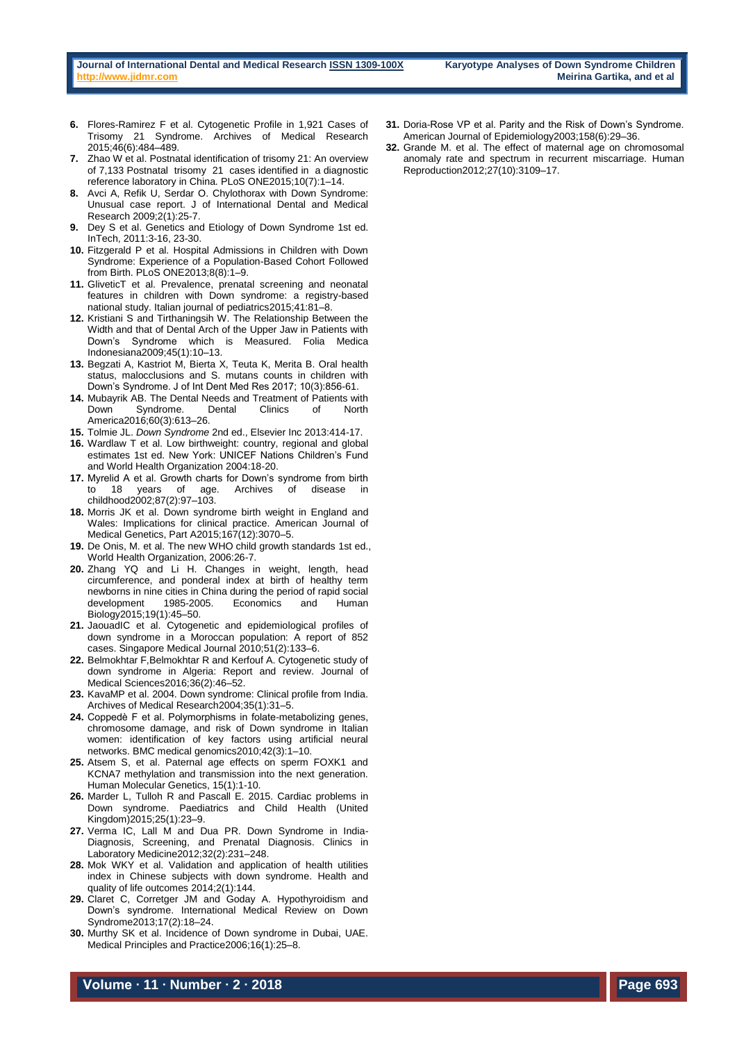6. Flores-Ramirez F et al. Cytogenetic Profile in 1,921 Cases of Trisomy 21 Syndrome. Archives of Medical Research 2015;46(6):484–489.
7. Zhao W et al. Postnatal identification of trisomy 21: An overview of 7,133 Postnatal trisomy 21 cases identified in a diagnostic reference laboratory in China. PLoS ONE2015;10(7):1–14.
8. Avci A, Refik U, Serdar O. Chylothorax with Down Syndrome: Unusual case report. J of International Dental and Medical Research 2009;2(1):25-7.
9. Dey S et al. Genetics and Etiology of Down Syndrome 1st ed. InTech, 2011:3-16, 23-30.
10. Fitzgerald P et al. Hospital Admissions in Children with Down Syndrome: Experience of a Population-Based Cohort Followed from Birth. PLoS ONE2013;8(8):1–9.
11. GliveticT et al. Prevalence, prenatal screening and neonatal features in children with Down syndrome: a registry-based national study. Italian journal of pediatrics2015;41:81–8.
12. Kristiani S and Tirthaningsih W. The Relationship Between the Width and that of Dental Arch of the Upper Jaw in Patients with Down's Syndrome which is Measured. Folia Medica Indonesiana2009;45(1):10–13.
13. Begzati A, Kastriot M, Bierta X, Teuta K, Merita B. Oral health status, malocclusions and S. mutans counts in children with Down's Syndrome. J of Int Dent Med Res 2017; 10(3):856-61.
14. Mubayrik AB. The Dental Needs and Treatment of Patients with Down Syndrome. Dental Clinics of North America2016;60(3):613–26.
15. Tolmie JL. *Down Syndrome* 2nd ed., Elsevier Inc 2013:414-17.
16. Wardlaw T et al. Low birthweight: country, regional and global estimates 1st ed. New York: UNICEF Nations Children's Fund and World Health Organization 2004:18-20.
17. Myrelid A et al. Growth charts for Down's syndrome from birth to 18 years of age. Archives of disease in childhood2002;87(2):97–103.
18. Morris JK et al. Down syndrome birth weight in England and Wales: Implications for clinical practice. American Journal of Medical Genetics, Part A2015;167(12):3070–5.
19. De Onis, M. et al. The new WHO child growth standards 1st ed., World Health Organization, 2006:26-7.
20. Zhang YQ and Li H. Changes in weight, length, head circumference, and ponderal index at birth of healthy term newborns in nine cities in China during the period of rapid social development 1985-2005. Economics and Human Biology2015;19(1):45–50.
21. JaouadIC et al. Cytogenetic and epidemiological profiles of down syndrome in a Moroccan population: A report of 852 cases. Singapore Medical Journal 2010;51(2):133–6.
22. Belmokhtar F,Belmokhtar R and Kerfouf A. Cytogenetic study of down syndrome in Algeria: Report and review. Journal of Medical Sciences2016;36(2):46–52.
23. KavaMP et al. 2004. Down syndrome: Clinical profile from India. Archives of Medical Research2004;35(1):31–5.
24. Coppedè F et al. Polymorphisms in folate-metabolizing genes, chromosome damage, and risk of Down syndrome in Italian women: identification of key factors using artificial neural networks. BMC medical genomics2010;42(3):1–10.
25. Atsem S, et al. Paternal age effects on sperm FOXK1 and KCNA7 methylation and transmission into the next generation. Human Molecular Genetics, 15(1):1-10.
26. Marder L, Tulloh R and Pascall E. 2015. Cardiac problems in Down syndrome. Paediatrics and Child Health (United Kingdom)2015;25(1):23–9.
27. Verma IC, Lall M and Dua PR. Down Syndrome in India-Diagnosis, Screening, and Prenatal Diagnosis. Clinics in Laboratory Medicine2012;32(2):231–248.
28. Mok WKY et al. Validation and application of health utilities index in Chinese subjects with down syndrome. Health and quality of life outcomes 2014;2(1):144.
29. Claret C, Corretger JM and Goday A. Hypothyroidism and Down's syndrome. International Medical Review on Down Syndrome2013;17(2):18–24.
30. Murthy SK et al. Incidence of Down syndrome in Dubai, UAE. Medical Principles and Practice2006;16(1):25–8.
31. Doria-Rose VP et al. Parity and the Risk of Down's Syndrome. American Journal of Epidemiology2003;158(6):29–36.
32. Grande M. et al. The effect of maternal age on chromosomal anomaly rate and spectrum in recurrent miscarriage. Human Reproduction2012;27(10):3109–17.